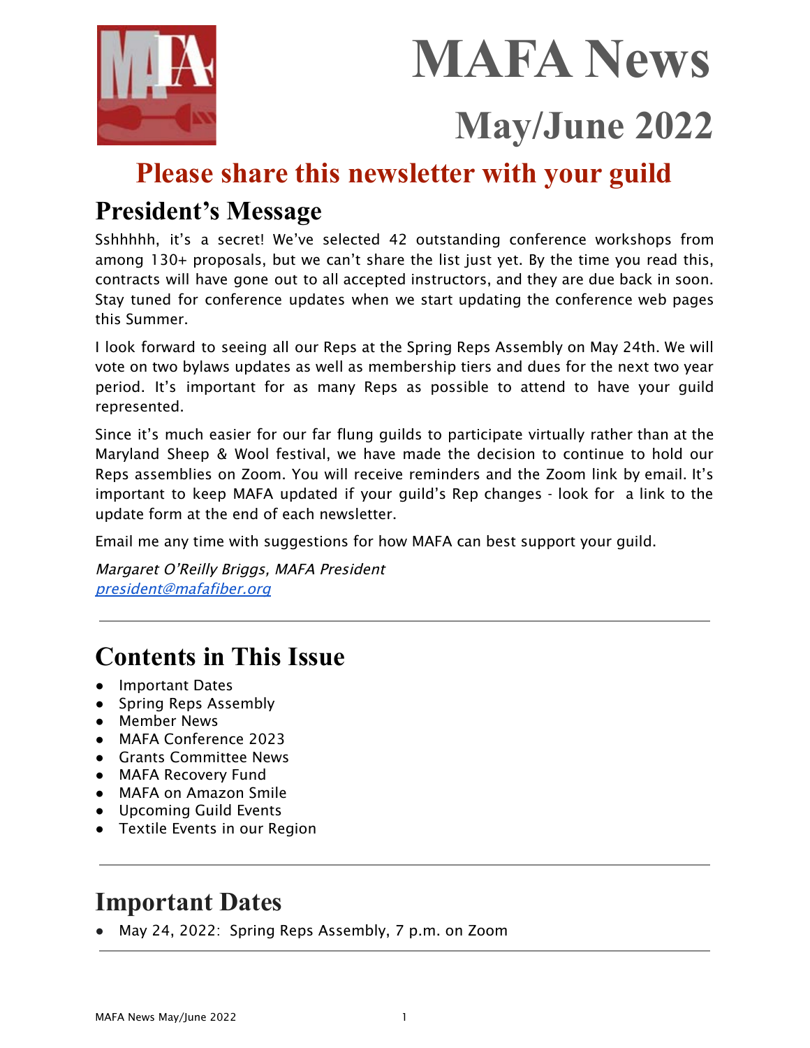# MAFA News

## May/June 2022

**Please share this newsletter with your guild**

## President's Message

Sshhhhh, it's a secret! We've selected 42 outstanding conference workshops from among 130+ proposals, but we can't share the list just yet. By the time you read this, contracts will have gone out to all accepted instructors, and they are due back in soon. Stay tuned for conference updates when we start updating the conference web pages this Summer.

I look forward to seeing all our Reps at the Spring Reps Assembly on May 24th. We will vote on two bylaws updates as well as membership tiers and dues for the next two year period. It's important for as many Reps as possible to attend to have your guild represented.

Since it's much easier for our far flung guilds to participate virtually rather than at the Maryland Sheep & Wool festival, we have made the decision to continue to hold our Reps assemblies on Zoom. You will receive reminders and the Zoom link by email. It's important to keep MAFA updated if your guild's Rep changes - look for a link to the update form at the end of each newsletter.

Email me any time with suggestions for how MAFA can best support your guild.

*Margaret O'Reilly Briggs, MAFA President*
*president@mafafiber.org*

---

## Contents in This Issue

- Important Dates
- Spring Reps Assembly
- Member News
- MAFA Conference 2023
- Grants Committee News
- MAFA Recovery Fund
- MAFA on Amazon Smile
- Upcoming Guild Events
- Textile Events in our Region

---

## Important Dates

- May 24, 2022: Spring Reps Assembly, 7 p.m. on Zoom

---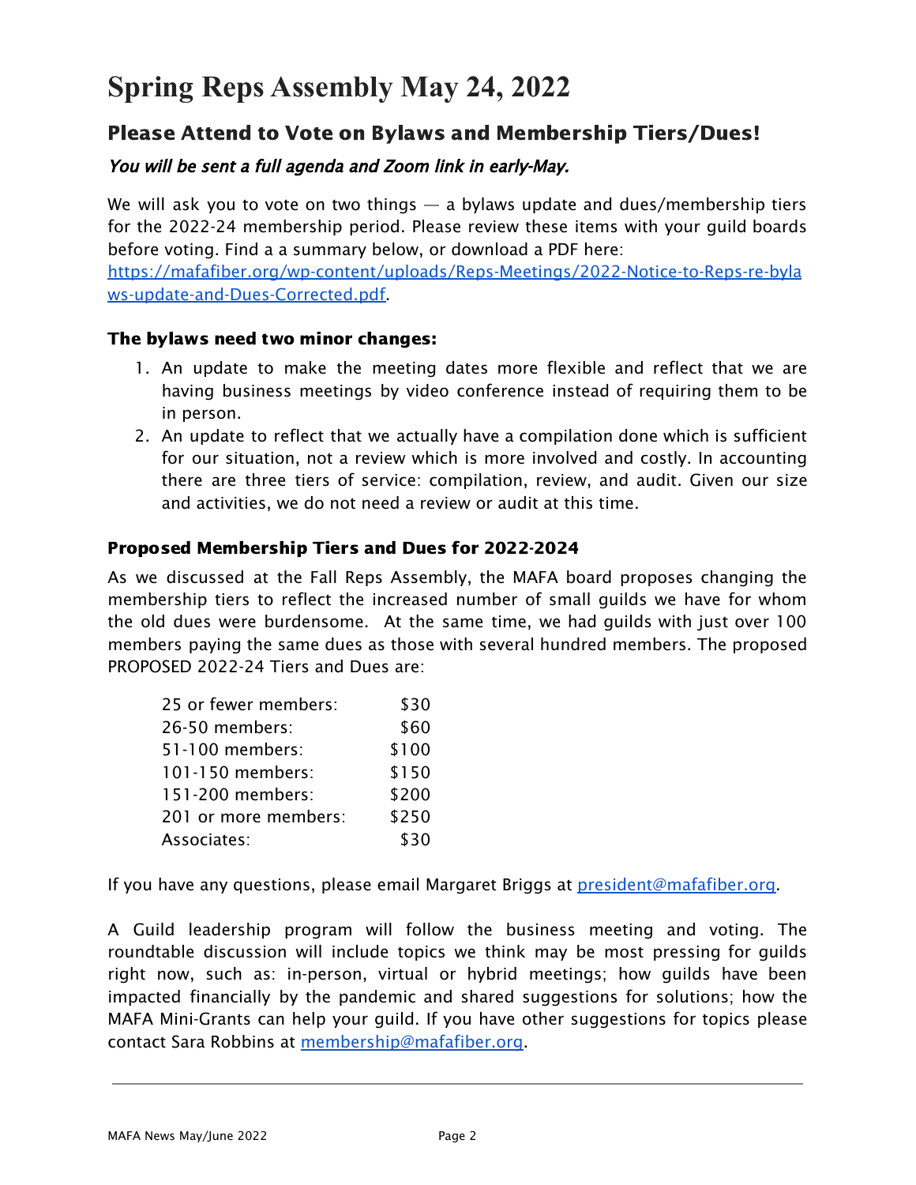# Spring Reps Assembly May 24, 2022

## Please Attend to Vote on Bylaws and Membership Tiers/Dues!

*You will be sent a full agenda and Zoom link in early-May.*

We will ask you to vote on two things — a bylaws update and dues/membership tiers for the 2022-24 membership period. Please review these items with your guild boards before voting. Find a a summary below, or download a PDF here: https://mafafiber.org/wp-content/uploads/Reps-Meetings/2022-Notice-to-Reps-re-bylaws-update-and-Dues-Corrected.pdf.

### The bylaws need two minor changes:

1. An update to make the meeting dates more flexible and reflect that we are having business meetings by video conference instead of requiring them to be in person.
2. An update to reflect that we actually have a compilation done which is sufficient for our situation, not a review which is more involved and costly. In accounting there are three tiers of service: compilation, review, and audit. Given our size and activities, we do not need a review or audit at this time.

### Proposed Membership Tiers and Dues for 2022-2024

As we discussed at the Fall Reps Assembly, the MAFA board proposes changing the membership tiers to reflect the increased number of small guilds we have for whom the old dues were burdensome. At the same time, we had guilds with just over 100 members paying the same dues as those with several hundred members. The proposed PROPOSED 2022-24 Tiers and Dues are:

| | |
|---|---|
| 25 or fewer members: | $30 |
| 26-50 members: | $60 |
| 51-100 members: | $100 |
| 101-150 members: | $150 |
| 151-200 members: | $200 |
| 201 or more members: | $250 |
| Associates: | $30 |

If you have any questions, please email Margaret Briggs at president@mafafiber.org.

A Guild leadership program will follow the business meeting and voting. The roundtable discussion will include topics we think may be most pressing for guilds right now, such as: in-person, virtual or hybrid meetings; how guilds have been impacted financially by the pandemic and shared suggestions for solutions; how the MAFA Mini-Grants can help your guild. If you have other suggestions for topics please contact Sara Robbins at membership@mafafiber.org.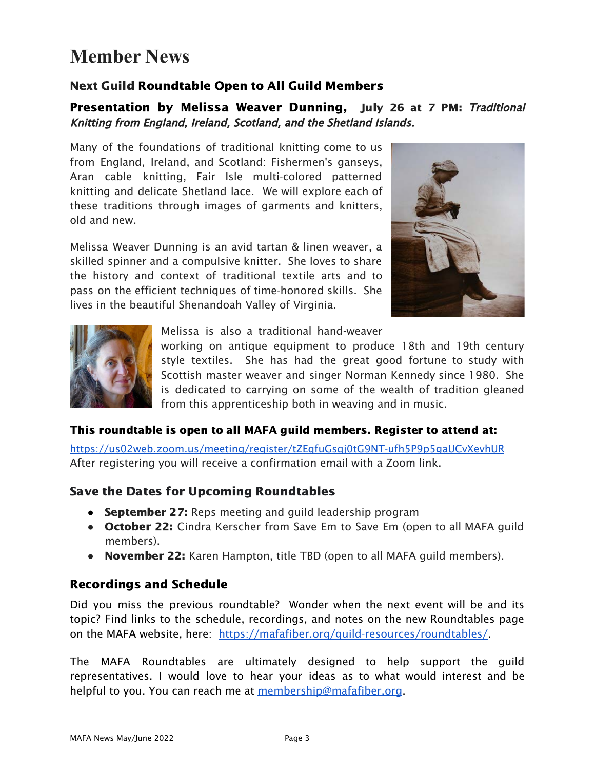# Member News

### Next Guild Roundtable Open to All Guild Members

### Presentation by Melissa Weaver Dunning, July 26 at 7 PM: *Traditional Knitting from England, Ireland, Scotland, and the Shetland Islands.*

Many of the foundations of traditional knitting come to us from England, Ireland, and Scotland: Fishermen's ganseys, Aran cable knitting, Fair Isle multi-colored patterned knitting and delicate Shetland lace. We will explore each of these traditions through images of garments and knitters, old and new.

Melissa Weaver Dunning is an avid tartan & linen weaver, a skilled spinner and a compulsive knitter. She loves to share the history and context of traditional textile arts and to pass on the efficient techniques of time-honored skills. She lives in the beautiful Shenandoah Valley of Virginia.

Melissa is also a traditional hand-weaver working on antique equipment to produce 18th and 19th century style textiles. She has had the great good fortune to study with Scottish master weaver and singer Norman Kennedy since 1980. She is dedicated to carrying on some of the wealth of tradition gleaned from this apprenticeship both in weaving and in music.

**This roundtable is open to all MAFA guild members. Register to attend at:**

https://us02web.zoom.us/meeting/register/tZEqfuGsqj0tG9NT-ufh5P9p5gaUCvXevhUR
After registering you will receive a confirmation email with a Zoom link.

### Save the Dates for Upcoming Roundtables

- **September 27:** Reps meeting and guild leadership program
- **October 22:** Cindra Kerscher from Save Em to Save Em (open to all MAFA guild members).
- **November 22:** Karen Hampton, title TBD (open to all MAFA guild members).

### Recordings and Schedule

Did you miss the previous roundtable? Wonder when the next event will be and its topic? Find links to the schedule, recordings, and notes on the new Roundtables page on the MAFA website, here: https://mafafiber.org/guild-resources/roundtables/.

The MAFA Roundtables are ultimately designed to help support the guild representatives. I would love to hear your ideas as to what would interest and be helpful to you. You can reach me at membership@mafafiber.org.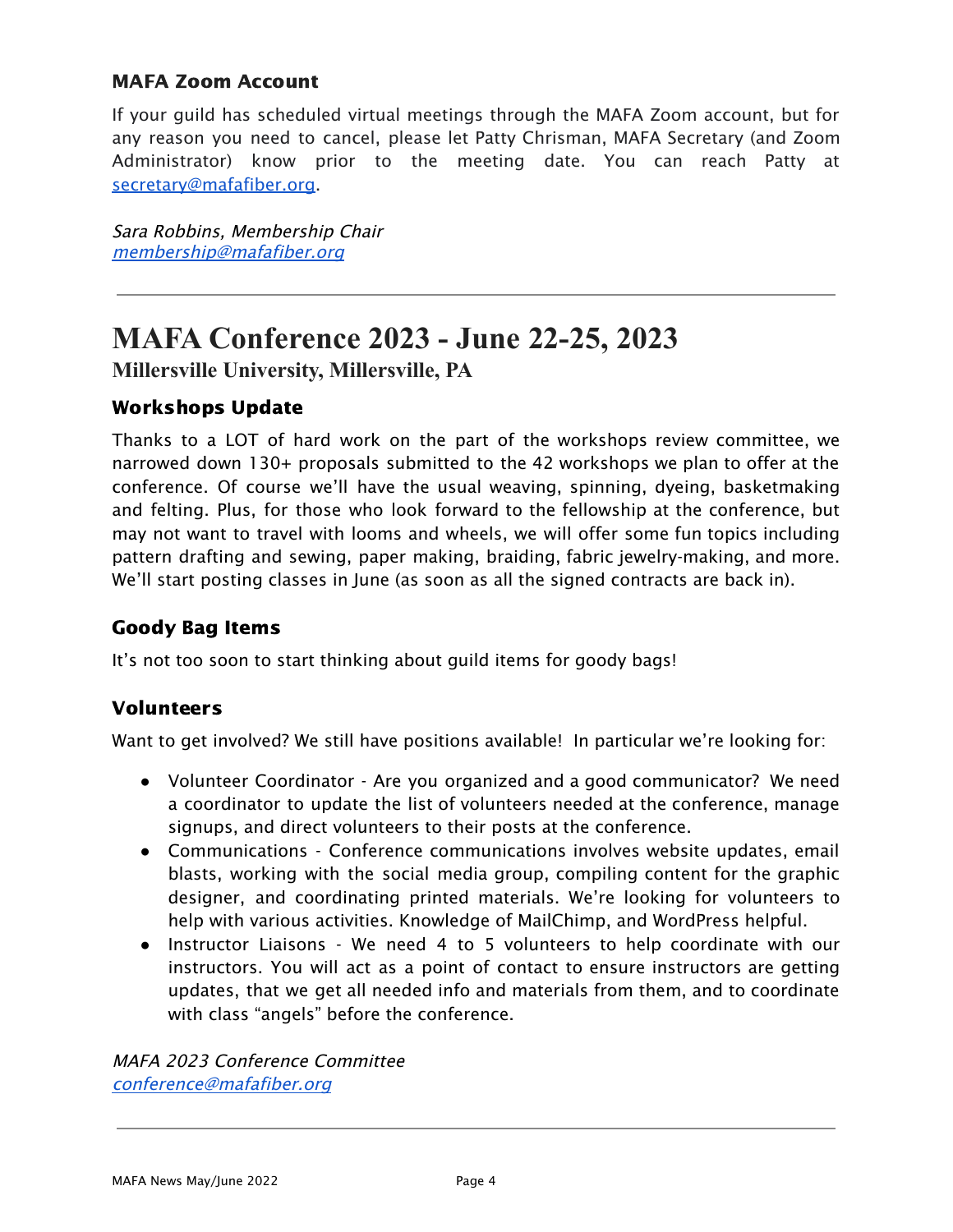### MAFA Zoom Account

If your guild has scheduled virtual meetings through the MAFA Zoom account, but for any reason you need to cancel, please let Patty Chrisman, MAFA Secretary (and Zoom Administrator) know prior to the meeting date. You can reach Patty at secretary@mafafiber.org.

*Sara Robbins, Membership Chair*
*membership@mafafiber.org*

---

# MAFA Conference 2023 - June 22-25, 2023

## Millersville University, Millersville, PA

### Workshops Update

Thanks to a LOT of hard work on the part of the workshops review committee, we narrowed down 130+ proposals submitted to the 42 workshops we plan to offer at the conference. Of course we'll have the usual weaving, spinning, dyeing, basketmaking and felting. Plus, for those who look forward to the fellowship at the conference, but may not want to travel with looms and wheels, we will offer some fun topics including pattern drafting and sewing, paper making, braiding, fabric jewelry-making, and more. We'll start posting classes in June (as soon as all the signed contracts are back in).

### Goody Bag Items

It's not too soon to start thinking about guild items for goody bags!

### Volunteers

Want to get involved? We still have positions available! In particular we're looking for:

- Volunteer Coordinator - Are you organized and a good communicator? We need a coordinator to update the list of volunteers needed at the conference, manage signups, and direct volunteers to their posts at the conference.
- Communications - Conference communications involves website updates, email blasts, working with the social media group, compiling content for the graphic designer, and coordinating printed materials. We're looking for volunteers to help with various activities. Knowledge of MailChimp, and WordPress helpful.
- Instructor Liaisons - We need 4 to 5 volunteers to help coordinate with our instructors. You will act as a point of contact to ensure instructors are getting updates, that we get all needed info and materials from them, and to coordinate with class "angels" before the conference.

*MAFA 2023 Conference Committee*
*conference@mafafiber.org*

---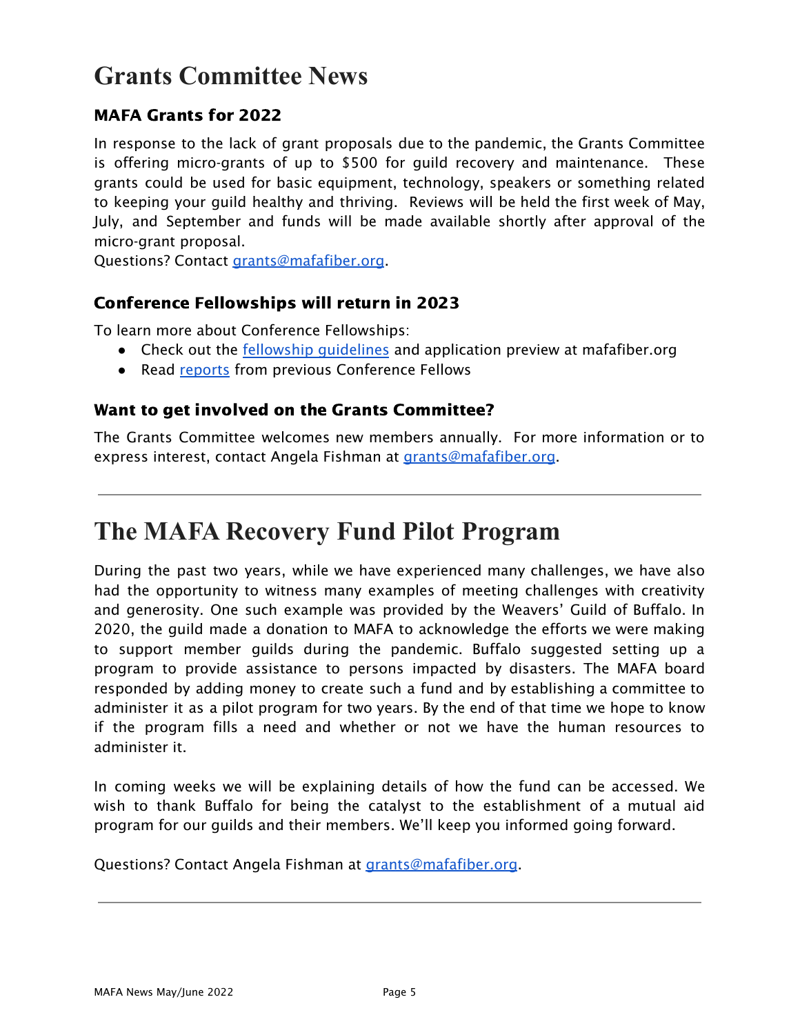# Grants Committee News

### MAFA Grants for 2022

In response to the lack of grant proposals due to the pandemic, the Grants Committee is offering micro-grants of up to $500 for guild recovery and maintenance. These grants could be used for basic equipment, technology, speakers or something related to keeping your guild healthy and thriving. Reviews will be held the first week of May, July, and September and funds will be made available shortly after approval of the micro-grant proposal.
Questions? Contact grants@mafafiber.org.

### Conference Fellowships will return in 2023

To learn more about Conference Fellowships:

- Check out the fellowship guidelines and application preview at mafafiber.org
- Read reports from previous Conference Fellows

### Want to get involved on the Grants Committee?

The Grants Committee welcomes new members annually. For more information or to express interest, contact Angela Fishman at grants@mafafiber.org.

---

# The MAFA Recovery Fund Pilot Program

During the past two years, while we have experienced many challenges, we have also had the opportunity to witness many examples of meeting challenges with creativity and generosity. One such example was provided by the Weavers' Guild of Buffalo. In 2020, the guild made a donation to MAFA to acknowledge the efforts we were making to support member guilds during the pandemic. Buffalo suggested setting up a program to provide assistance to persons impacted by disasters. The MAFA board responded by adding money to create such a fund and by establishing a committee to administer it as a pilot program for two years. By the end of that time we hope to know if the program fills a need and whether or not we have the human resources to administer it.

In coming weeks we will be explaining details of how the fund can be accessed. We wish to thank Buffalo for being the catalyst to the establishment of a mutual aid program for our guilds and their members. We'll keep you informed going forward.

Questions? Contact Angela Fishman at grants@mafafiber.org.

---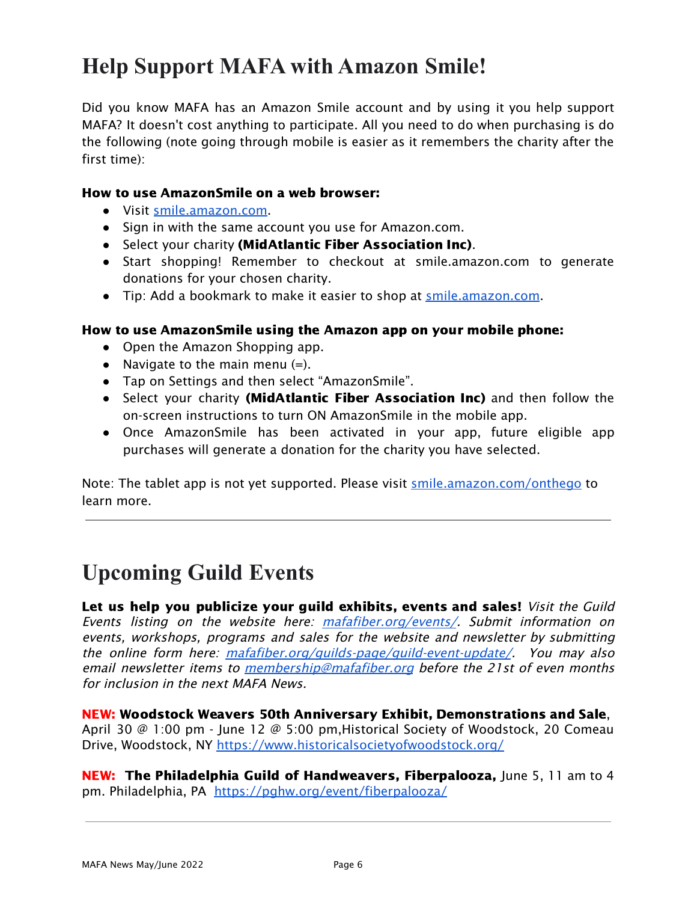# Help Support MAFA with Amazon Smile!

Did you know MAFA has an Amazon Smile account and by using it you help support MAFA? It doesn't cost anything to participate. All you need to do when purchasing is do the following (note going through mobile is easier as it remembers the charity after the first time):

**How to use AmazonSmile on a web browser:**

- Visit [smile.amazon.com](smile.amazon.com).
- Sign in with the same account you use for Amazon.com.
- Select your charity **(MidAtlantic Fiber Association Inc)**.
- Start shopping! Remember to checkout at smile.amazon.com to generate donations for your chosen charity.
- Tip: Add a bookmark to make it easier to shop at [smile.amazon.com](smile.amazon.com).

**How to use AmazonSmile using the Amazon app on your mobile phone:**

- Open the Amazon Shopping app.
- Navigate to the main menu (=).
- Tap on Settings and then select "AmazonSmile".
- Select your charity **(MidAtlantic Fiber Association Inc)** and then follow the on-screen instructions to turn ON AmazonSmile in the mobile app.
- Once AmazonSmile has been activated in your app, future eligible app purchases will generate a donation for the charity you have selected.

Note: The tablet app is not yet supported. Please visit [smile.amazon.com/onthego](smile.amazon.com/onthego) to learn more.

---

# Upcoming Guild Events

**Let us help you publicize your guild exhibits, events and sales!** *Visit the Guild Events listing on the website here: [mafafiber.org/events/](mafafiber.org/events/). Submit information on events, workshops, programs and sales for the website and newsletter by submitting the online form here: [mafafiber.org/guilds-page/guild-event-update/](mafafiber.org/guilds-page/guild-event-update/). You may also email newsletter items to [membership@mafafiber.org](mailto:membership@mafafiber.org) before the 21st of even months for inclusion in the next MAFA News.*

**NEW: Woodstock Weavers 50th Anniversary Exhibit, Demonstrations and Sale**, April 30 @ 1:00 pm - June 12 @ 5:00 pm,Historical Society of Woodstock, 20 Comeau Drive, Woodstock, NY <https://www.historicalsocietyofwoodstock.org/>

**NEW: The Philadelphia Guild of Handweavers, Fiberpalooza,** June 5, 11 am to 4 pm. Philadelphia, PA <https://pghw.org/event/fiberpalooza/>

---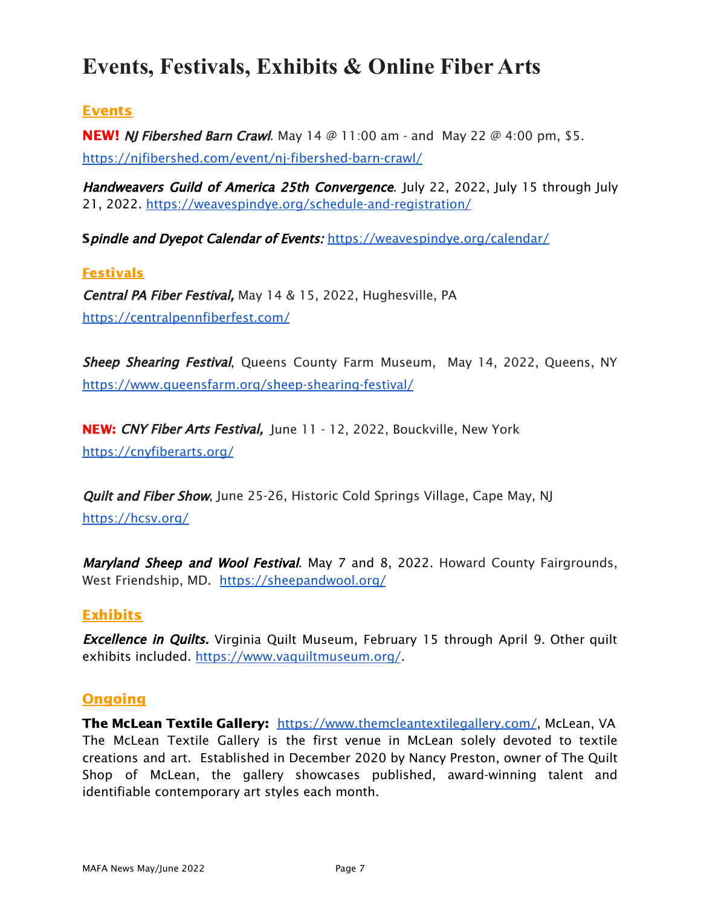# Events, Festivals, Exhibits & Online Fiber Arts

## Events

**NEW!** ***NJ Fibershed Barn Crawl***. May 14 @ 11:00 am - and May 22 @ 4:00 pm, $5. https://njfibershed.com/event/nj-fibershed-barn-crawl/

***Handweavers Guild of America 25th Convergence***. July 22, 2022, July 15 through July 21, 2022. https://weavespindye.org/schedule-and-registration/

***Spindle and Dyepot Calendar of Events:*** https://weavespindye.org/calendar/

## Festivals

***Central PA Fiber Festival,*** May 14 & 15, 2022, Hughesville, PA
https://centralpennfiberfest.com/

***Sheep Shearing Festival***, Queens County Farm Museum, May 14, 2022, Queens, NY https://www.queensfarm.org/sheep-shearing-festival/

**NEW:** ***CNY Fiber Arts Festival,*** June 11 - 12, 2022, Bouckville, New York
https://cnyfiberarts.org/

***Quilt and Fiber Show***, June 25-26, Historic Cold Springs Village, Cape May, NJ
https://hcsv.org/

***Maryland Sheep and Wool Festival***. May 7 and 8, 2022. Howard County Fairgrounds, West Friendship, MD. https://sheepandwool.org/

## Exhibits

***Excellence in Quilts.*** Virginia Quilt Museum, February 15 through April 9. Other quilt exhibits included. https://www.vaquiltmuseum.org/.

## Ongoing

**The McLean Textile Gallery:** https://www.themcleantextilegallery.com/, McLean, VA
The McLean Textile Gallery is the first venue in McLean solely devoted to textile creations and art. Established in December 2020 by Nancy Preston, owner of The Quilt Shop of McLean, the gallery showcases published, award-winning talent and identifiable contemporary art styles each month.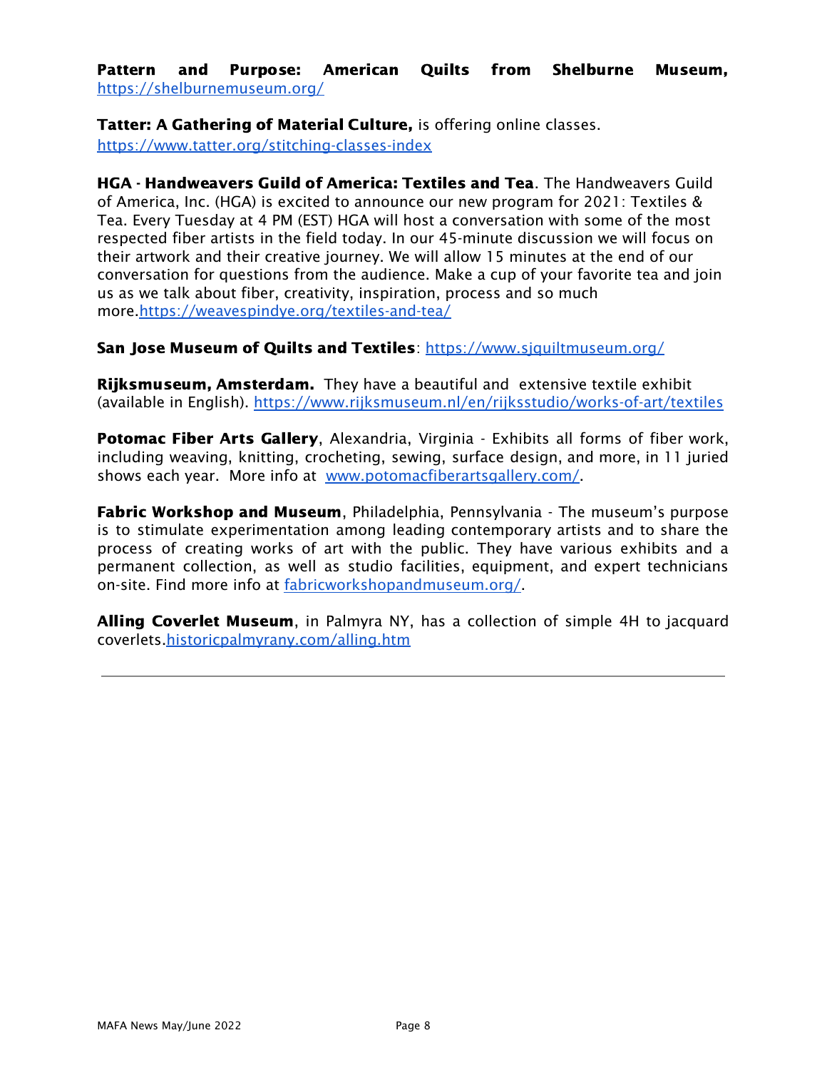**Pattern and Purpose: American Quilts from Shelburne Museum,** https://shelburnemuseum.org/

**Tatter: A Gathering of Material Culture,** is offering online classes. https://www.tatter.org/stitching-classes-index

**HGA - Handweavers Guild of America: Textiles and Tea**. The Handweavers Guild of America, Inc. (HGA) is excited to announce our new program for 2021: Textiles & Tea. Every Tuesday at 4 PM (EST) HGA will host a conversation with some of the most respected fiber artists in the field today. In our 45-minute discussion we will focus on their artwork and their creative journey. We will allow 15 minutes at the end of our conversation for questions from the audience. Make a cup of your favorite tea and join us as we talk about fiber, creativity, inspiration, process and so much more.https://weavespindye.org/textiles-and-tea/

**San Jose Museum of Quilts and Textiles**: https://www.sjquiltmuseum.org/

**Rijksmuseum, Amsterdam.** They have a beautiful and extensive textile exhibit (available in English). https://www.rijksmuseum.nl/en/rijksstudio/works-of-art/textiles

**Potomac Fiber Arts Gallery**, Alexandria, Virginia - Exhibits all forms of fiber work, including weaving, knitting, crocheting, sewing, surface design, and more, in 11 juried shows each year. More info at www.potomacfiberartsgallery.com/.

**Fabric Workshop and Museum**, Philadelphia, Pennsylvania - The museum's purpose is to stimulate experimentation among leading contemporary artists and to share the process of creating works of art with the public. They have various exhibits and a permanent collection, as well as studio facilities, equipment, and expert technicians on-site. Find more info at fabricworkshopandmuseum.org/.

**Alling Coverlet Museum**, in Palmyra NY, has a collection of simple 4H to jacquard coverlets.historicpalmyrany.com/alling.htm

---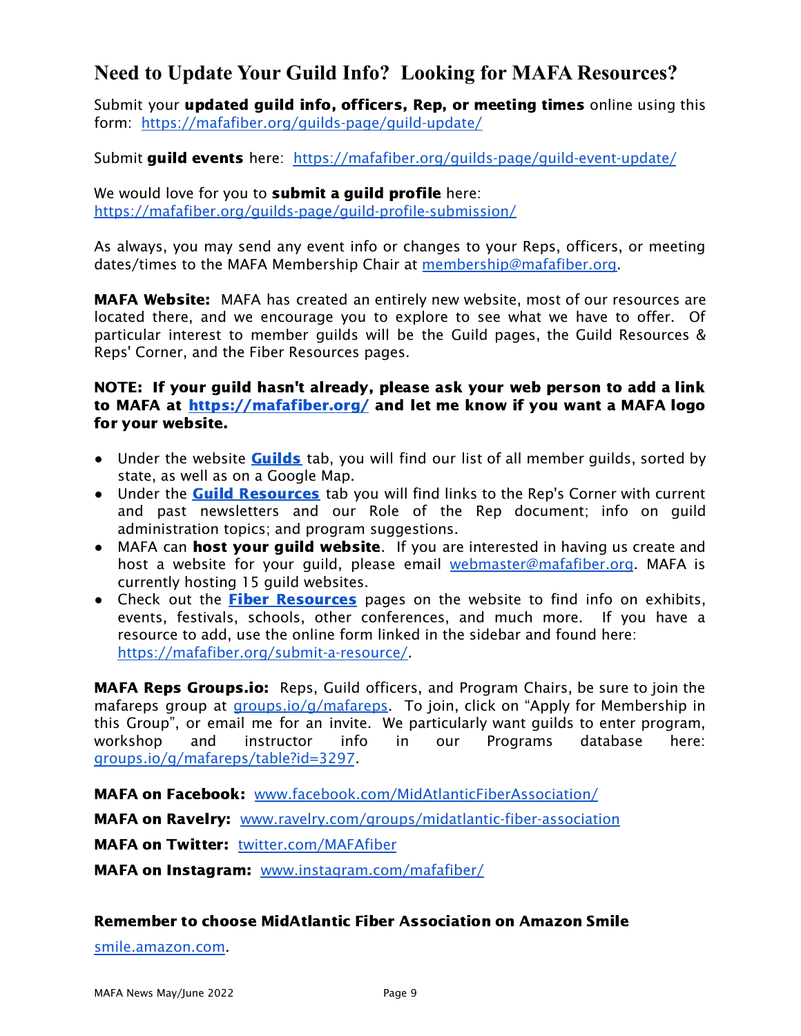## Need to Update Your Guild Info? Looking for MAFA Resources?

Submit your **updated guild info, officers, Rep, or meeting times** online using this form: https://mafafiber.org/guilds-page/guild-update/

Submit **guild events** here: https://mafafiber.org/guilds-page/guild-event-update/

We would love for you to **submit a guild profile** here: https://mafafiber.org/guilds-page/guild-profile-submission/

As always, you may send any event info or changes to your Reps, officers, or meeting dates/times to the MAFA Membership Chair at membership@mafafiber.org.

**MAFA Website:** MAFA has created an entirely new website, most of our resources are located there, and we encourage you to explore to see what we have to offer. Of particular interest to member guilds will be the Guild pages, the Guild Resources & Reps' Corner, and the Fiber Resources pages.

**NOTE: If your guild hasn't already, please ask your web person to add a link to MAFA at https://mafafiber.org/ and let me know if you want a MAFA logo for your website.**

- Under the website **Guilds** tab, you will find our list of all member guilds, sorted by state, as well as on a Google Map.
- Under the **Guild Resources** tab you will find links to the Rep's Corner with current and past newsletters and our Role of the Rep document; info on guild administration topics; and program suggestions.
- MAFA can **host your guild website**. If you are interested in having us create and host a website for your guild, please email webmaster@mafafiber.org. MAFA is currently hosting 15 guild websites.
- Check out the **Fiber Resources** pages on the website to find info on exhibits, events, festivals, schools, other conferences, and much more. If you have a resource to add, use the online form linked in the sidebar and found here: https://mafafiber.org/submit-a-resource/.

**MAFA Reps Groups.io:** Reps, Guild officers, and Program Chairs, be sure to join the mafareps group at groups.io/g/mafareps. To join, click on "Apply for Membership in this Group", or email me for an invite. We particularly want guilds to enter program, workshop and instructor info in our Programs database here: groups.io/g/mafareps/table?id=3297.

**MAFA on Facebook:** www.facebook.com/MidAtlanticFiberAssociation/

**MAFA on Ravelry:** www.ravelry.com/groups/midatlantic-fiber-association

**MAFA on Twitter:** twitter.com/MAFAfiber

**MAFA on Instagram:** www.instagram.com/mafafiber/

**Remember to choose MidAtlantic Fiber Association on Amazon Smile**

smile.amazon.com.